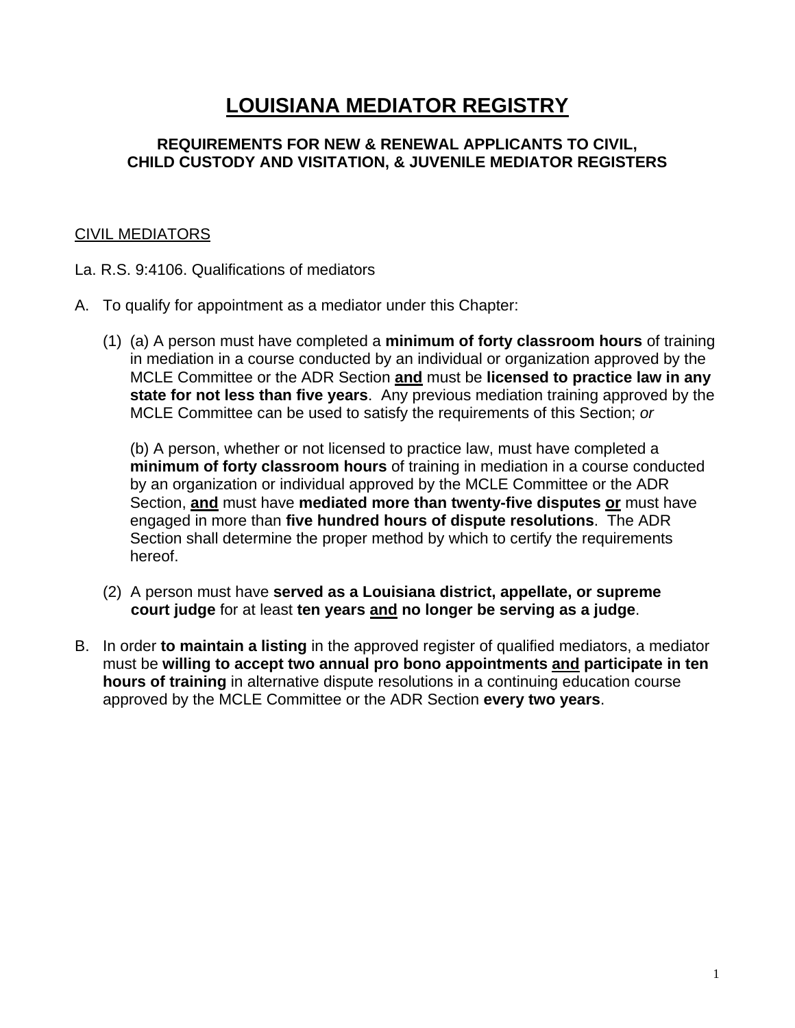# LOUISIANA MEDIATOR REGISTRY

### REQUIREMENTS FOR NEW & RENEWAL APPLICANTS TO CIVIL, CHILD CUSTODY AND VISITATION, & JUVENILE MEDIATOR REGISTERS

<u>CIVIL MEDIATORS</u>

La. R.S. 9:4106. Qualifications of mediators

A. To qualify for appointment as a mediator under this Chapter:

   (1) (a) A person must have completed a **minimum of forty classroom hours** of training in mediation in a course conducted by an individual or organization approved by the MCLE Committee or the ADR Section **<u>and</u>** must be **licensed to practice law in any state for not less than five years**. Any previous mediation training approved by the MCLE Committee can be used to satisfy the requirements of this Section; *or*

   (b) A person, whether or not licensed to practice law, must have completed a **minimum of forty classroom hours** of training in mediation in a course conducted by an organization or individual approved by the MCLE Committee or the ADR Section, **<u>and</u>** must have **mediated more than twenty-five disputes <u>or</u>** must have engaged in more than **five hundred hours of dispute resolutions**. The ADR Section shall determine the proper method by which to certify the requirements hereof.

   (2) A person must have **served as a Louisiana district, appellate, or supreme court judge** for at least **ten years <u>and</u> no longer be serving as a judge**.

B. In order **to maintain a listing** in the approved register of qualified mediators, a mediator must be **willing to accept two annual pro bono appointments <u>and</u> participate in ten hours of training** in alternative dispute resolutions in a continuing education course approved by the MCLE Committee or the ADR Section **every two years**.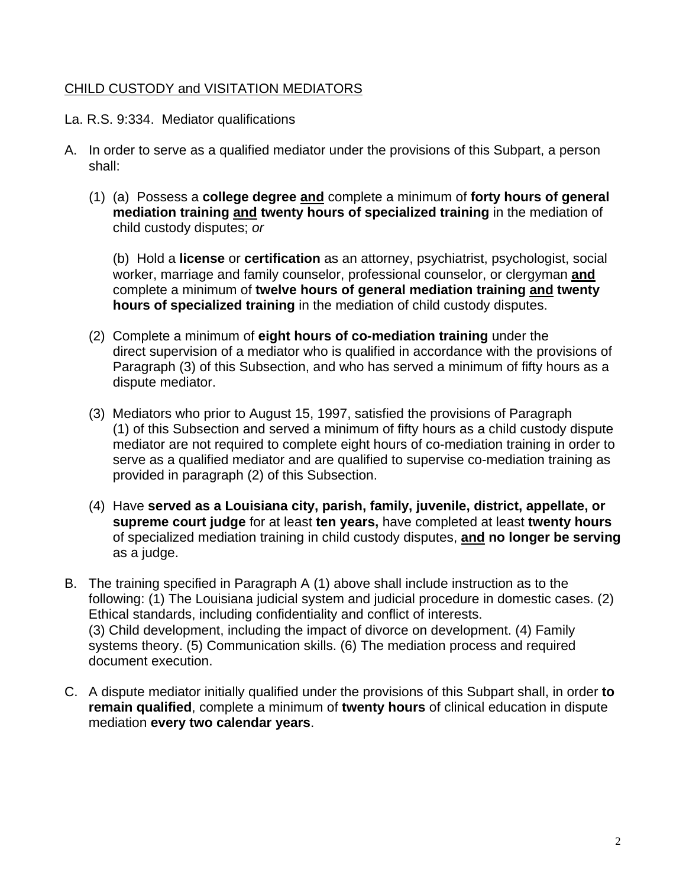CHILD CUSTODY and VISITATION MEDIATORS

La. R.S. 9:334. Mediator qualifications

A. In order to serve as a qualified mediator under the provisions of this Subpart, a person shall:

   (1) (a) Possess a **college degree <u>and</u>** complete a minimum of **forty hours of general mediation training <u>and</u> twenty hours of specialized training** in the mediation of child custody disputes; *or*

   (b) Hold a **license** or **certification** as an attorney, psychiatrist, psychologist, social worker, marriage and family counselor, professional counselor, or clergyman **<u>and</u>** complete a minimum of **twelve hours of general mediation training <u>and</u> twenty hours of specialized training** in the mediation of child custody disputes.

   (2) Complete a minimum of **eight hours of co-mediation training** under the direct supervision of a mediator who is qualified in accordance with the provisions of Paragraph (3) of this Subsection, and who has served a minimum of fifty hours as a dispute mediator.

   (3) Mediators who prior to August 15, 1997, satisfied the provisions of Paragraph (1) of this Subsection and served a minimum of fifty hours as a child custody dispute mediator are not required to complete eight hours of co-mediation training in order to serve as a qualified mediator and are qualified to supervise co-mediation training as provided in paragraph (2) of this Subsection.

   (4) Have **served as a Louisiana city, parish, family, juvenile, district, appellate, or supreme court judge** for at least **ten years,** have completed at least **twenty hours** of specialized mediation training in child custody disputes, **<u>and</u> no longer be serving** as a judge.

B. The training specified in Paragraph A (1) above shall include instruction as to the following: (1) The Louisiana judicial system and judicial procedure in domestic cases. (2) Ethical standards, including confidentiality and conflict of interests.
(3) Child development, including the impact of divorce on development. (4) Family systems theory. (5) Communication skills. (6) The mediation process and required document execution.

C. A dispute mediator initially qualified under the provisions of this Subpart shall, in order **to remain qualified**, complete a minimum of **twenty hours** of clinical education in dispute mediation **every two calendar years**.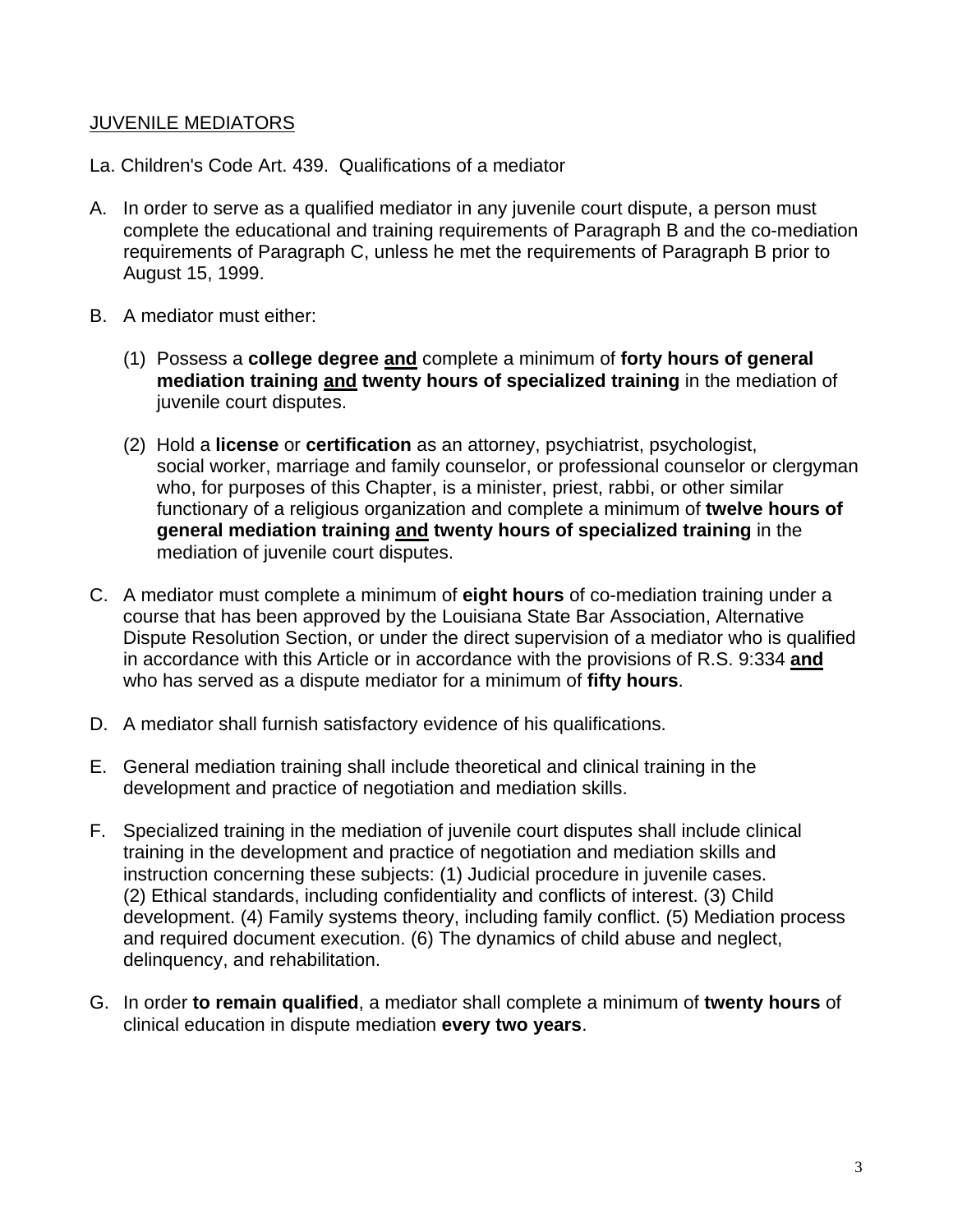## JUVENILE MEDIATORS

La. Children's Code Art. 439. Qualifications of a mediator

A. In order to serve as a qualified mediator in any juvenile court dispute, a person must complete the educational and training requirements of Paragraph B and the co-mediation requirements of Paragraph C, unless he met the requirements of Paragraph B prior to August 15, 1999.

B. A mediator must either:

   (1) Possess a **college degree <u>and</u>** complete a minimum of **forty hours of general mediation training <u>and</u> twenty hours of specialized training** in the mediation of juvenile court disputes.

   (2) Hold a **license** or **certification** as an attorney, psychiatrist, psychologist, social worker, marriage and family counselor, or professional counselor or clergyman who, for purposes of this Chapter, is a minister, priest, rabbi, or other similar functionary of a religious organization and complete a minimum of **twelve hours of general mediation training <u>and</u> twenty hours of specialized training** in the mediation of juvenile court disputes.

C. A mediator must complete a minimum of **eight hours** of co-mediation training under a course that has been approved by the Louisiana State Bar Association, Alternative Dispute Resolution Section, or under the direct supervision of a mediator who is qualified in accordance with this Article or in accordance with the provisions of R.S. 9:334 **<u>and</u>** who has served as a dispute mediator for a minimum of **fifty hours**.

D. A mediator shall furnish satisfactory evidence of his qualifications.

E. General mediation training shall include theoretical and clinical training in the development and practice of negotiation and mediation skills.

F. Specialized training in the mediation of juvenile court disputes shall include clinical training in the development and practice of negotiation and mediation skills and instruction concerning these subjects: (1) Judicial procedure in juvenile cases. (2) Ethical standards, including confidentiality and conflicts of interest. (3) Child development. (4) Family systems theory, including family conflict. (5) Mediation process and required document execution. (6) The dynamics of child abuse and neglect, delinquency, and rehabilitation.

G. In order **to remain qualified**, a mediator shall complete a minimum of **twenty hours** of clinical education in dispute mediation **every two years**.